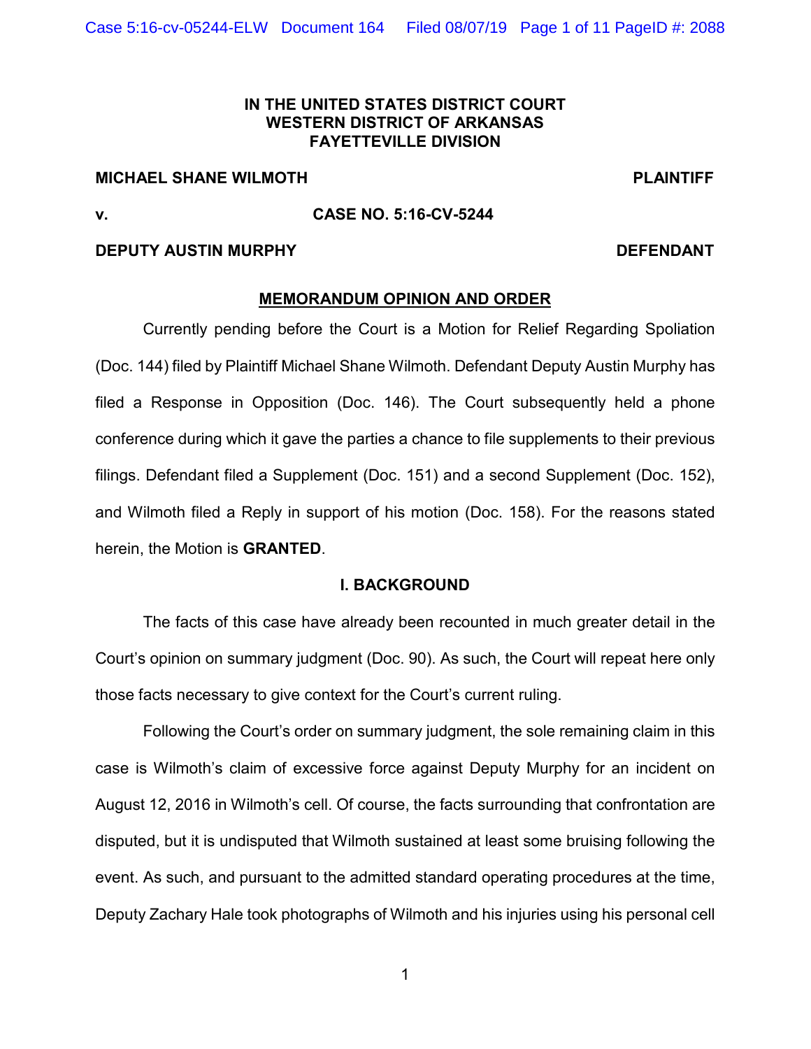**IN THE UNITED STATES DISTRICT COURT**
**WESTERN DISTRICT OF ARKANSAS**
**FAYETTEVILLE DIVISION**

**MICHAEL SHANE WILMOTH** **PLAINTIFF**

**v.** **CASE NO. 5:16-CV-5244**

**DEPUTY AUSTIN MURPHY** **DEFENDANT**

## MEMORANDUM OPINION AND ORDER

Currently pending before the Court is a Motion for Relief Regarding Spoliation (Doc. 144) filed by Plaintiff Michael Shane Wilmoth. Defendant Deputy Austin Murphy has filed a Response in Opposition (Doc. 146). The Court subsequently held a phone conference during which it gave the parties a chance to file supplements to their previous filings. Defendant filed a Supplement (Doc. 151) and a second Supplement (Doc. 152), and Wilmoth filed a Reply in support of his motion (Doc. 158). For the reasons stated herein, the Motion is **GRANTED**.

## I. BACKGROUND

The facts of this case have already been recounted in much greater detail in the Court's opinion on summary judgment (Doc. 90). As such, the Court will repeat here only those facts necessary to give context for the Court's current ruling.

Following the Court's order on summary judgment, the sole remaining claim in this case is Wilmoth's claim of excessive force against Deputy Murphy for an incident on August 12, 2016 in Wilmoth's cell. Of course, the facts surrounding that confrontation are disputed, but it is undisputed that Wilmoth sustained at least some bruising following the event. As such, and pursuant to the admitted standard operating procedures at the time, Deputy Zachary Hale took photographs of Wilmoth and his injuries using his personal cell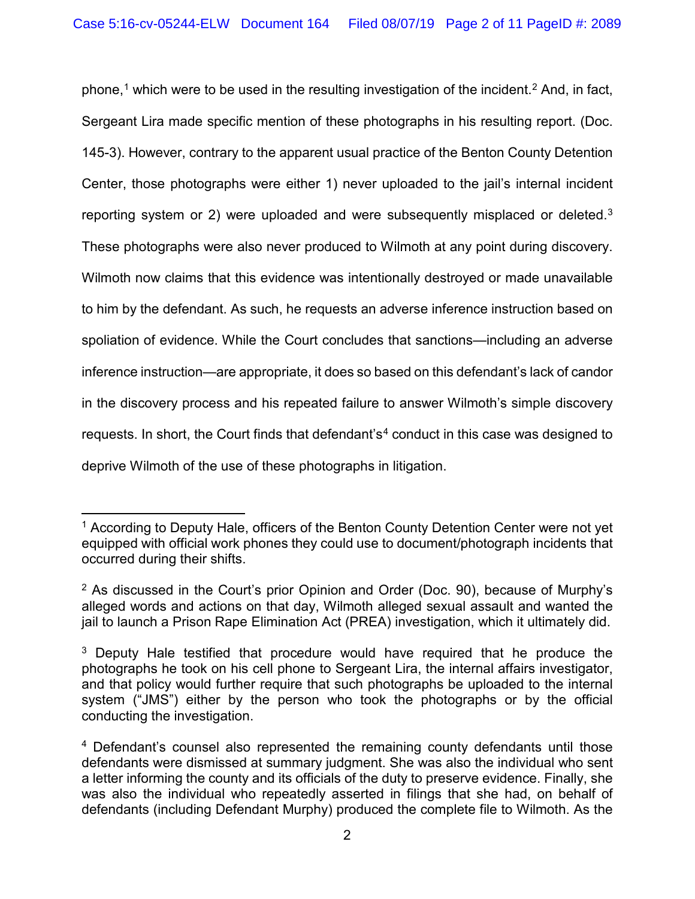phone,[1] which were to be used in the resulting investigation of the incident.[2] And, in fact, Sergeant Lira made specific mention of these photographs in his resulting report. (Doc. 145-3). However, contrary to the apparent usual practice of the Benton County Detention Center, those photographs were either 1) never uploaded to the jail's internal incident reporting system or 2) were uploaded and were subsequently misplaced or deleted.[3] These photographs were also never produced to Wilmoth at any point during discovery. Wilmoth now claims that this evidence was intentionally destroyed or made unavailable to him by the defendant. As such, he requests an adverse inference instruction based on spoliation of evidence. While the Court concludes that sanctions—including an adverse inference instruction—are appropriate, it does so based on this defendant's lack of candor in the discovery process and his repeated failure to answer Wilmoth's simple discovery requests. In short, the Court finds that defendant's[4] conduct in this case was designed to deprive Wilmoth of the use of these photographs in litigation.

---

[1] According to Deputy Hale, officers of the Benton County Detention Center were not yet equipped with official work phones they could use to document/photograph incidents that occurred during their shifts.

[2] As discussed in the Court's prior Opinion and Order (Doc. 90), because of Murphy's alleged words and actions on that day, Wilmoth alleged sexual assault and wanted the jail to launch a Prison Rape Elimination Act (PREA) investigation, which it ultimately did.

[3] Deputy Hale testified that procedure would have required that he produce the photographs he took on his cell phone to Sergeant Lira, the internal affairs investigator, and that policy would further require that such photographs be uploaded to the internal system ("JMS") either by the person who took the photographs or by the official conducting the investigation.

[4] Defendant's counsel also represented the remaining county defendants until those defendants were dismissed at summary judgment. She was also the individual who sent a letter informing the county and its officials of the duty to preserve evidence. Finally, she was also the individual who repeatedly asserted in filings that she had, on behalf of defendants (including Defendant Murphy) produced the complete file to Wilmoth. As the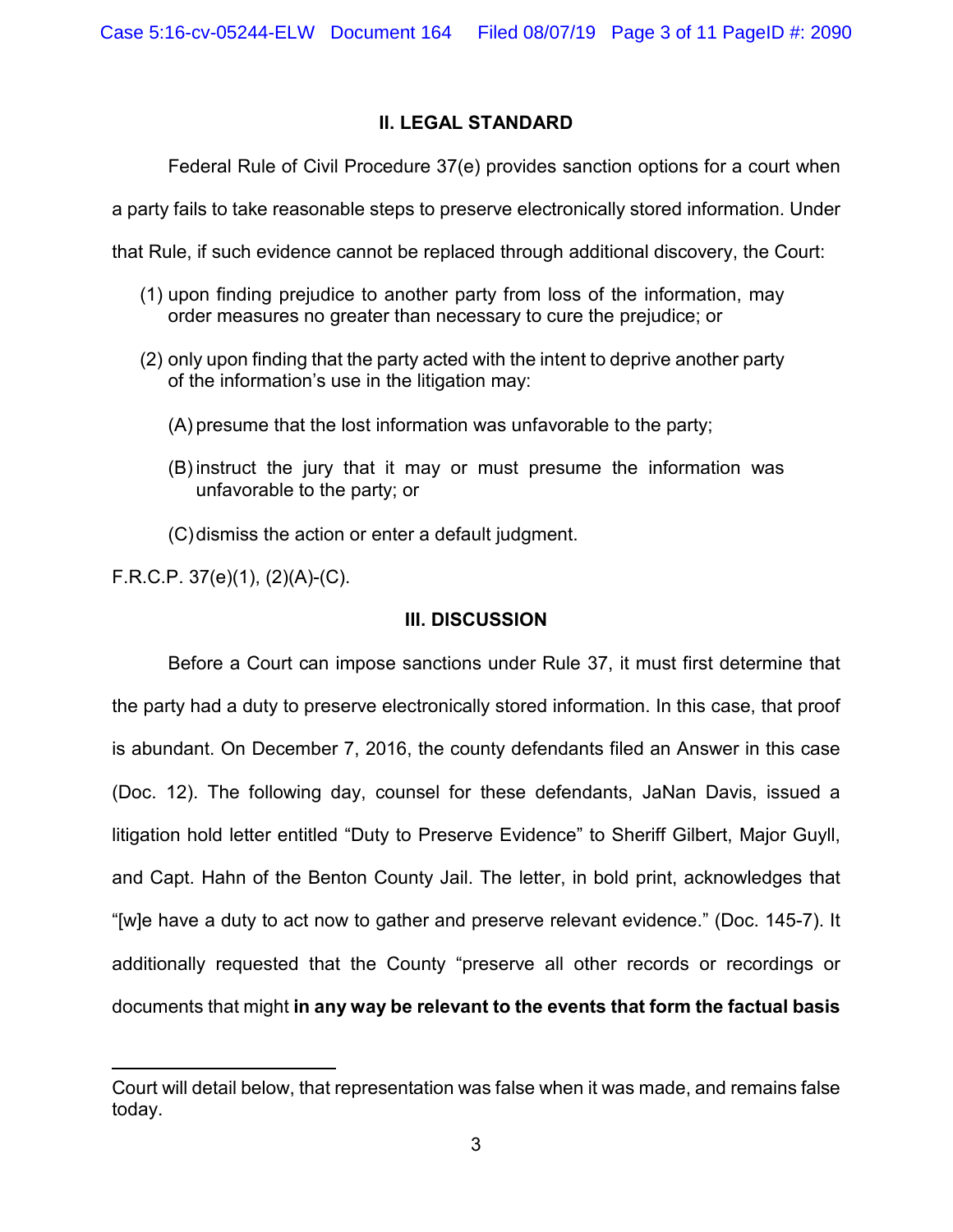## II. LEGAL STANDARD

Federal Rule of Civil Procedure 37(e) provides sanction options for a court when a party fails to take reasonable steps to preserve electronically stored information. Under that Rule, if such evidence cannot be replaced through additional discovery, the Court:

> (1) upon finding prejudice to another party from loss of the information, may order measures no greater than necessary to cure the prejudice; or
>
> (2) only upon finding that the party acted with the intent to deprive another party of the information's use in the litigation may:
>
> (A) presume that the lost information was unfavorable to the party;
>
> (B) instruct the jury that it may or must presume the information was unfavorable to the party; or
>
> (C) dismiss the action or enter a default judgment.

F.R.C.P. 37(e)(1), (2)(A)-(C).

## III. DISCUSSION

Before a Court can impose sanctions under Rule 37, it must first determine that the party had a duty to preserve electronically stored information. In this case, that proof is abundant. On December 7, 2016, the county defendants filed an Answer in this case (Doc. 12). The following day, counsel for these defendants, JaNan Davis, issued a litigation hold letter entitled "Duty to Preserve Evidence" to Sheriff Gilbert, Major Guyll, and Capt. Hahn of the Benton County Jail. The letter, in bold print, acknowledges that "[w]e have a duty to act now to gather and preserve relevant evidence." (Doc. 145-7). It additionally requested that the County "preserve all other records or recordings or documents that might **in any way be relevant to the events that form the factual basis**

---

Court will detail below, that representation was false when it was made, and remains false today.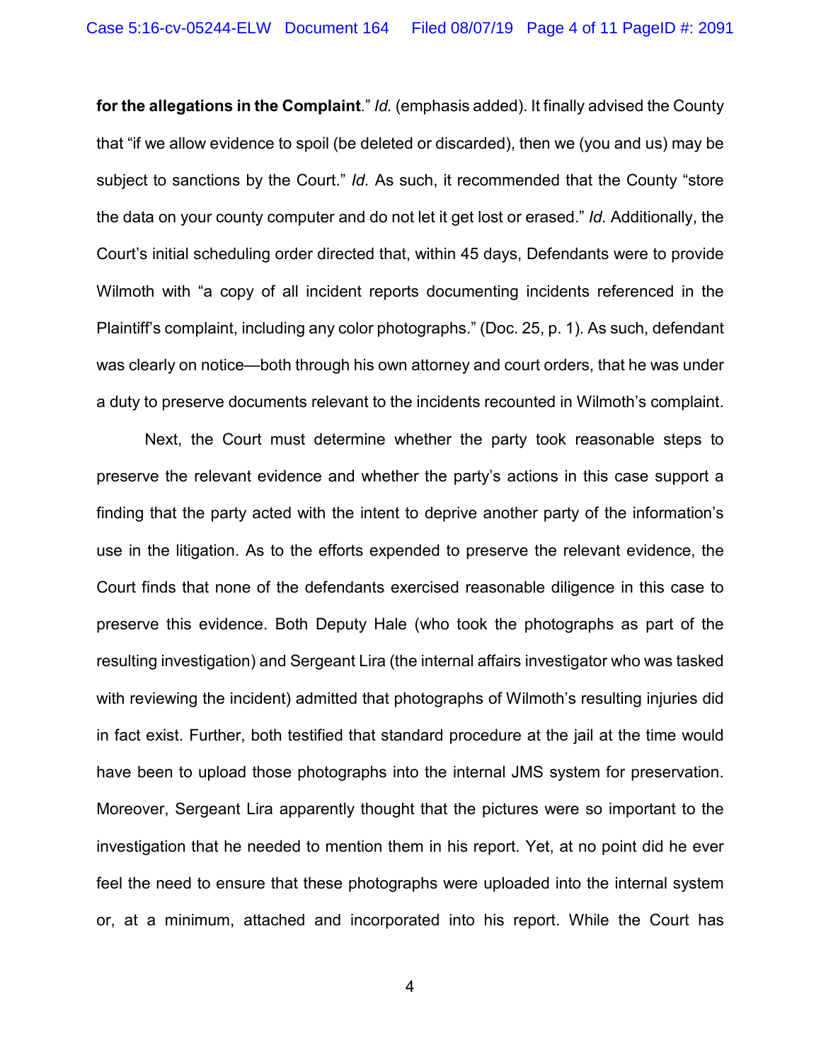**for the allegations in the Complaint**." *Id.* (emphasis added). It finally advised the County that "if we allow evidence to spoil (be deleted or discarded), then we (you and us) may be subject to sanctions by the Court." *Id.* As such, it recommended that the County "store the data on your county computer and do not let it get lost or erased." *Id.* Additionally, the Court's initial scheduling order directed that, within 45 days, Defendants were to provide Wilmoth with "a copy of all incident reports documenting incidents referenced in the Plaintiff's complaint, including any color photographs." (Doc. 25, p. 1). As such, defendant was clearly on notice—both through his own attorney and court orders, that he was under a duty to preserve documents relevant to the incidents recounted in Wilmoth's complaint.

Next, the Court must determine whether the party took reasonable steps to preserve the relevant evidence and whether the party's actions in this case support a finding that the party acted with the intent to deprive another party of the information's use in the litigation. As to the efforts expended to preserve the relevant evidence, the Court finds that none of the defendants exercised reasonable diligence in this case to preserve this evidence. Both Deputy Hale (who took the photographs as part of the resulting investigation) and Sergeant Lira (the internal affairs investigator who was tasked with reviewing the incident) admitted that photographs of Wilmoth's resulting injuries did in fact exist. Further, both testified that standard procedure at the jail at the time would have been to upload those photographs into the internal JMS system for preservation. Moreover, Sergeant Lira apparently thought that the pictures were so important to the investigation that he needed to mention them in his report. Yet, at no point did he ever feel the need to ensure that these photographs were uploaded into the internal system or, at a minimum, attached and incorporated into his report. While the Court has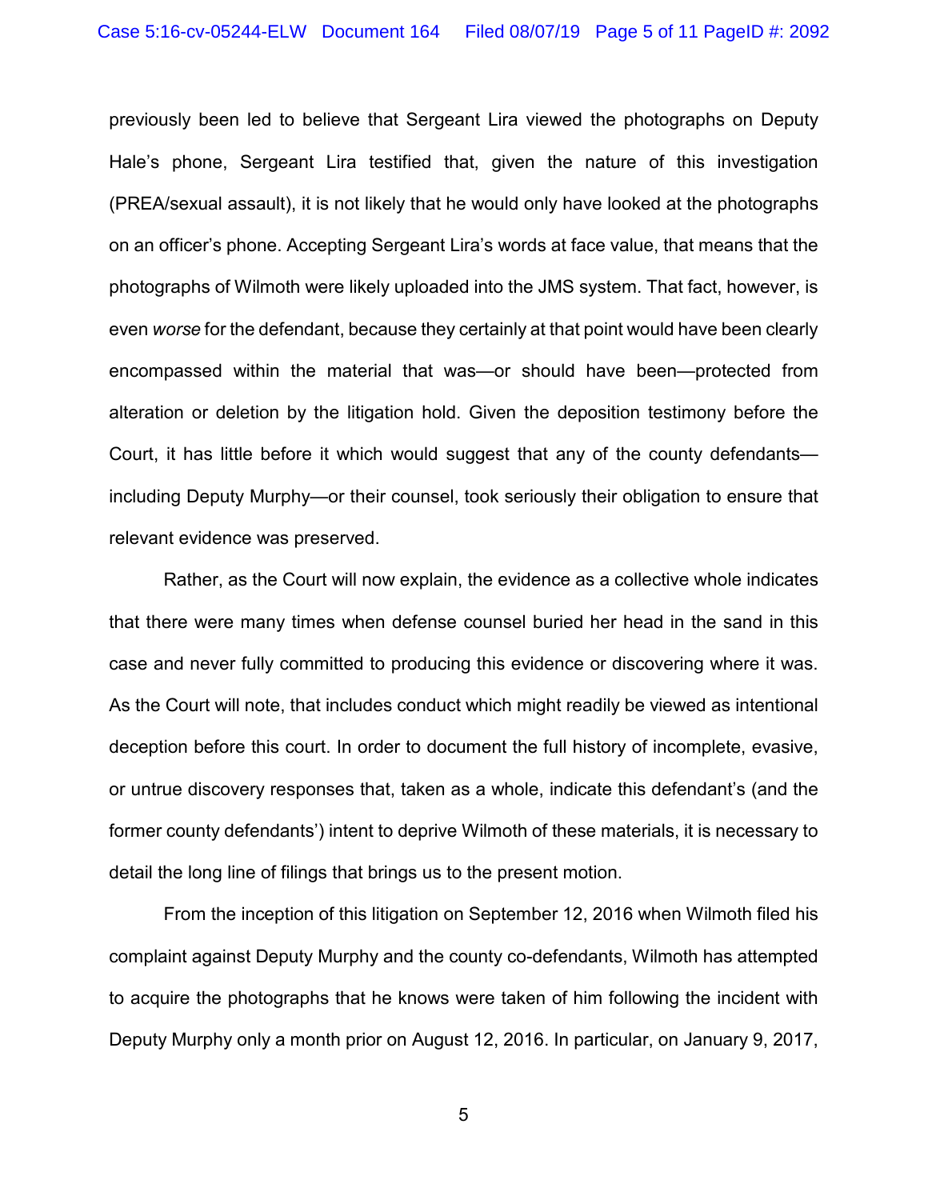previously been led to believe that Sergeant Lira viewed the photographs on Deputy Hale's phone, Sergeant Lira testified that, given the nature of this investigation (PREA/sexual assault), it is not likely that he would only have looked at the photographs on an officer's phone. Accepting Sergeant Lira's words at face value, that means that the photographs of Wilmoth were likely uploaded into the JMS system. That fact, however, is even *worse* for the defendant, because they certainly at that point would have been clearly encompassed within the material that was—or should have been—protected from alteration or deletion by the litigation hold. Given the deposition testimony before the Court, it has little before it which would suggest that any of the county defendants—including Deputy Murphy—or their counsel, took seriously their obligation to ensure that relevant evidence was preserved.

Rather, as the Court will now explain, the evidence as a collective whole indicates that there were many times when defense counsel buried her head in the sand in this case and never fully committed to producing this evidence or discovering where it was. As the Court will note, that includes conduct which might readily be viewed as intentional deception before this court. In order to document the full history of incomplete, evasive, or untrue discovery responses that, taken as a whole, indicate this defendant's (and the former county defendants') intent to deprive Wilmoth of these materials, it is necessary to detail the long line of filings that brings us to the present motion.

From the inception of this litigation on September 12, 2016 when Wilmoth filed his complaint against Deputy Murphy and the county co-defendants, Wilmoth has attempted to acquire the photographs that he knows were taken of him following the incident with Deputy Murphy only a month prior on August 12, 2016. In particular, on January 9, 2017,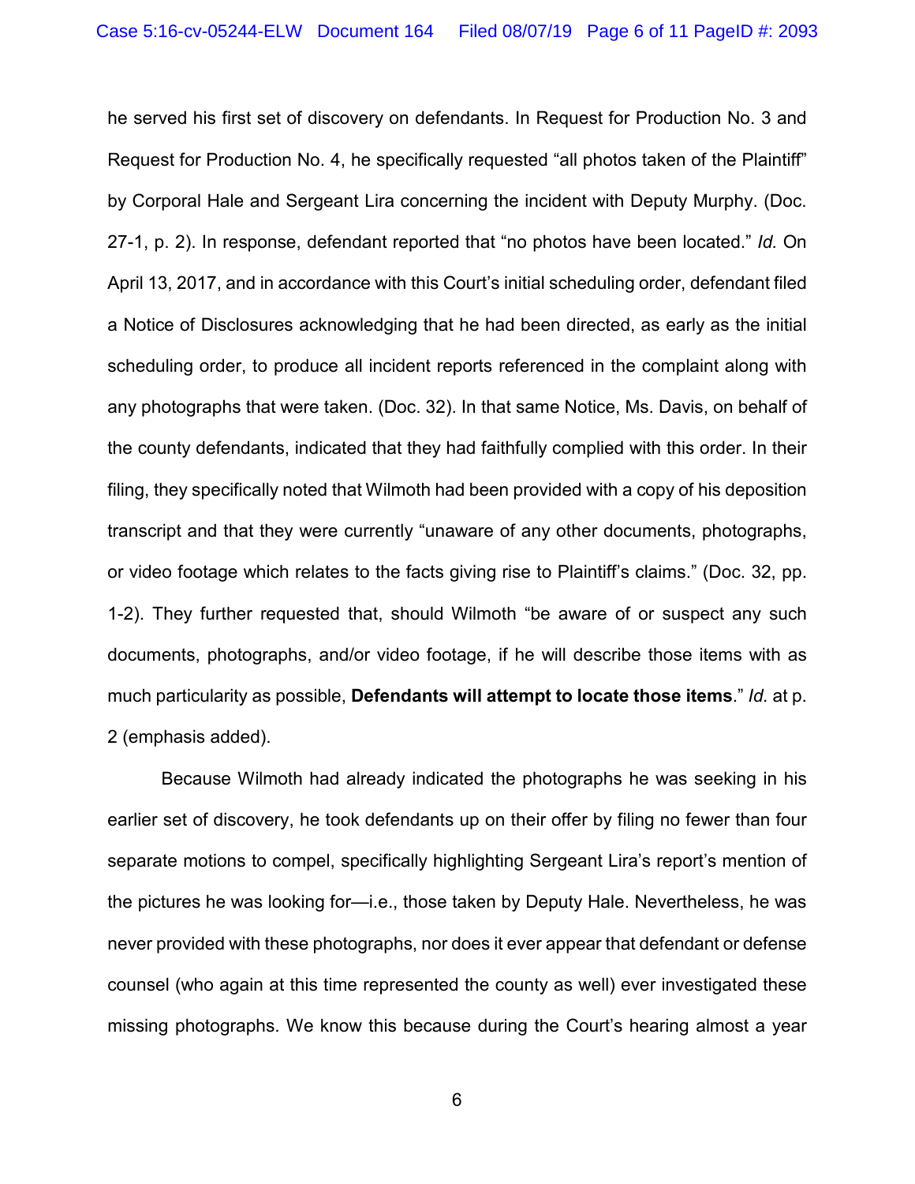he served his first set of discovery on defendants. In Request for Production No. 3 and Request for Production No. 4, he specifically requested "all photos taken of the Plaintiff" by Corporal Hale and Sergeant Lira concerning the incident with Deputy Murphy. (Doc. 27-1, p. 2). In response, defendant reported that "no photos have been located." *Id.* On April 13, 2017, and in accordance with this Court's initial scheduling order, defendant filed a Notice of Disclosures acknowledging that he had been directed, as early as the initial scheduling order, to produce all incident reports referenced in the complaint along with any photographs that were taken. (Doc. 32). In that same Notice, Ms. Davis, on behalf of the county defendants, indicated that they had faithfully complied with this order. In their filing, they specifically noted that Wilmoth had been provided with a copy of his deposition transcript and that they were currently "unaware of any other documents, photographs, or video footage which relates to the facts giving rise to Plaintiff's claims." (Doc. 32, pp. 1-2). They further requested that, should Wilmoth "be aware of or suspect any such documents, photographs, and/or video footage, if he will describe those items with as much particularity as possible, **Defendants will attempt to locate those items**." *Id.* at p. 2 (emphasis added).

Because Wilmoth had already indicated the photographs he was seeking in his earlier set of discovery, he took defendants up on their offer by filing no fewer than four separate motions to compel, specifically highlighting Sergeant Lira's report's mention of the pictures he was looking for—i.e., those taken by Deputy Hale. Nevertheless, he was never provided with these photographs, nor does it ever appear that defendant or defense counsel (who again at this time represented the county as well) ever investigated these missing photographs. We know this because during the Court's hearing almost a year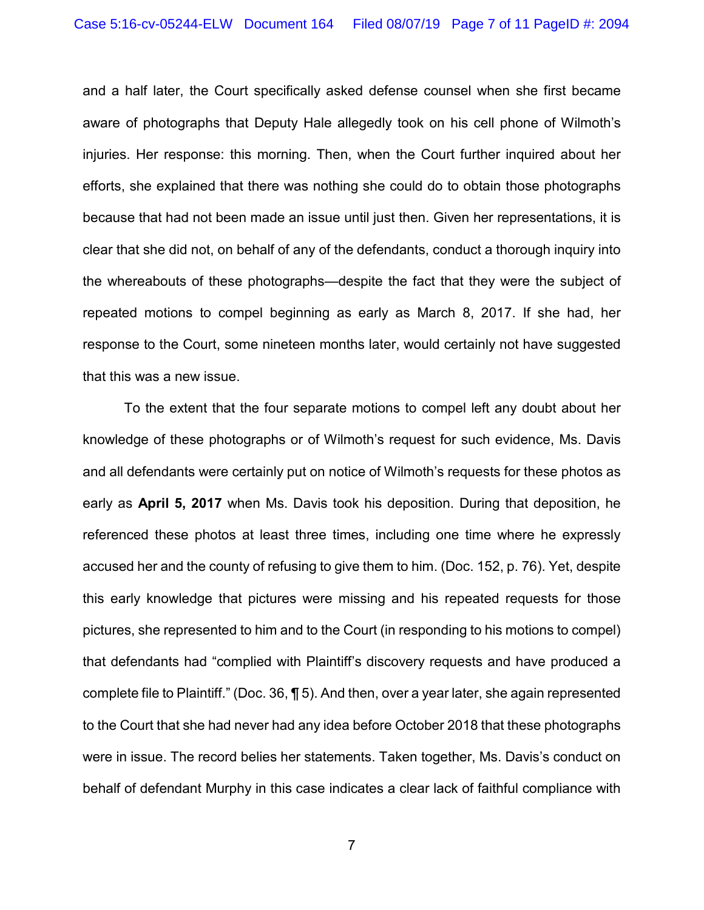and a half later, the Court specifically asked defense counsel when she first became aware of photographs that Deputy Hale allegedly took on his cell phone of Wilmoth's injuries. Her response: this morning. Then, when the Court further inquired about her efforts, she explained that there was nothing she could do to obtain those photographs because that had not been made an issue until just then. Given her representations, it is clear that she did not, on behalf of any of the defendants, conduct a thorough inquiry into the whereabouts of these photographs—despite the fact that they were the subject of repeated motions to compel beginning as early as March 8, 2017. If she had, her response to the Court, some nineteen months later, would certainly not have suggested that this was a new issue.

To the extent that the four separate motions to compel left any doubt about her knowledge of these photographs or of Wilmoth's request for such evidence, Ms. Davis and all defendants were certainly put on notice of Wilmoth's requests for these photos as early as **April 5, 2017** when Ms. Davis took his deposition. During that deposition, he referenced these photos at least three times, including one time where he expressly accused her and the county of refusing to give them to him. (Doc. 152, p. 76). Yet, despite this early knowledge that pictures were missing and his repeated requests for those pictures, she represented to him and to the Court (in responding to his motions to compel) that defendants had "complied with Plaintiff's discovery requests and have produced a complete file to Plaintiff." (Doc. 36, ¶ 5). And then, over a year later, she again represented to the Court that she had never had any idea before October 2018 that these photographs were in issue. The record belies her statements. Taken together, Ms. Davis's conduct on behalf of defendant Murphy in this case indicates a clear lack of faithful compliance with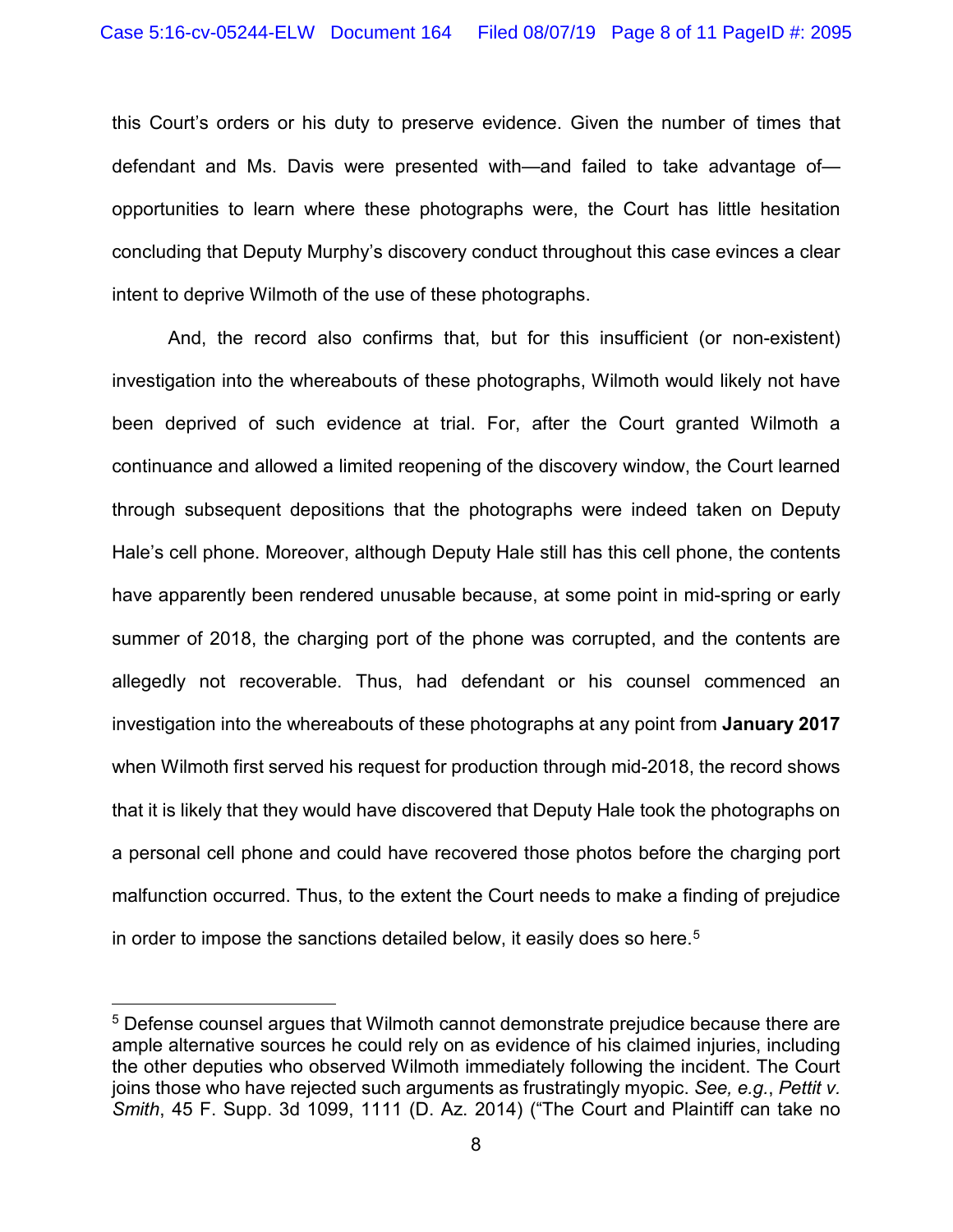this Court's orders or his duty to preserve evidence. Given the number of times that defendant and Ms. Davis were presented with—and failed to take advantage of—opportunities to learn where these photographs were, the Court has little hesitation concluding that Deputy Murphy's discovery conduct throughout this case evinces a clear intent to deprive Wilmoth of the use of these photographs.

And, the record also confirms that, but for this insufficient (or non-existent) investigation into the whereabouts of these photographs, Wilmoth would likely not have been deprived of such evidence at trial. For, after the Court granted Wilmoth a continuance and allowed a limited reopening of the discovery window, the Court learned through subsequent depositions that the photographs were indeed taken on Deputy Hale's cell phone. Moreover, although Deputy Hale still has this cell phone, the contents have apparently been rendered unusable because, at some point in mid-spring or early summer of 2018, the charging port of the phone was corrupted, and the contents are allegedly not recoverable. Thus, had defendant or his counsel commenced an investigation into the whereabouts of these photographs at any point from **January 2017** when Wilmoth first served his request for production through mid-2018, the record shows that it is likely that they would have discovered that Deputy Hale took the photographs on a personal cell phone and could have recovered those photos before the charging port malfunction occurred. Thus, to the extent the Court needs to make a finding of prejudice in order to impose the sanctions detailed below, it easily does so here.[5]

---

[5] Defense counsel argues that Wilmoth cannot demonstrate prejudice because there are ample alternative sources he could rely on as evidence of his claimed injuries, including the other deputies who observed Wilmoth immediately following the incident. The Court joins those who have rejected such arguments as frustratingly myopic. *See, e.g.*, *Pettit v. Smith*, 45 F. Supp. 3d 1099, 1111 (D. Az. 2014) ("The Court and Plaintiff can take no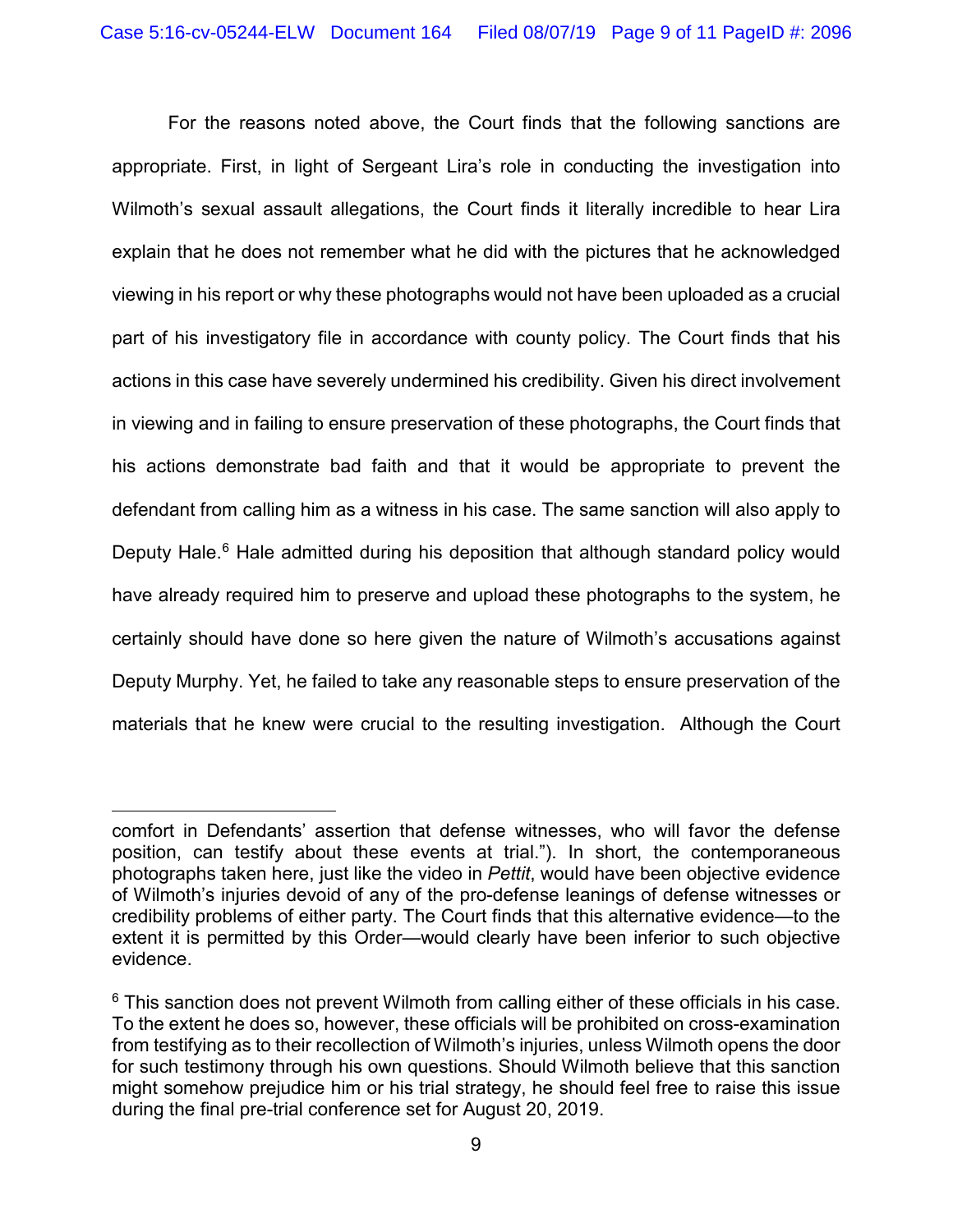For the reasons noted above, the Court finds that the following sanctions are appropriate. First, in light of Sergeant Lira's role in conducting the investigation into Wilmoth's sexual assault allegations, the Court finds it literally incredible to hear Lira explain that he does not remember what he did with the pictures that he acknowledged viewing in his report or why these photographs would not have been uploaded as a crucial part of his investigatory file in accordance with county policy. The Court finds that his actions in this case have severely undermined his credibility. Given his direct involvement in viewing and in failing to ensure preservation of these photographs, the Court finds that his actions demonstrate bad faith and that it would be appropriate to prevent the defendant from calling him as a witness in his case. The same sanction will also apply to Deputy Hale.[6] Hale admitted during his deposition that although standard policy would have already required him to preserve and upload these photographs to the system, he certainly should have done so here given the nature of Wilmoth's accusations against Deputy Murphy. Yet, he failed to take any reasonable steps to ensure preservation of the materials that he knew were crucial to the resulting investigation. Although the Court

---

comfort in Defendants' assertion that defense witnesses, who will favor the defense position, can testify about these events at trial."). In short, the contemporaneous photographs taken here, just like the video in *Pettit*, would have been objective evidence of Wilmoth's injuries devoid of any of the pro-defense leanings of defense witnesses or credibility problems of either party. The Court finds that this alternative evidence—to the extent it is permitted by this Order—would clearly have been inferior to such objective evidence.

[6] This sanction does not prevent Wilmoth from calling either of these officials in his case. To the extent he does so, however, these officials will be prohibited on cross-examination from testifying as to their recollection of Wilmoth's injuries, unless Wilmoth opens the door for such testimony through his own questions. Should Wilmoth believe that this sanction might somehow prejudice him or his trial strategy, he should feel free to raise this issue during the final pre-trial conference set for August 20, 2019.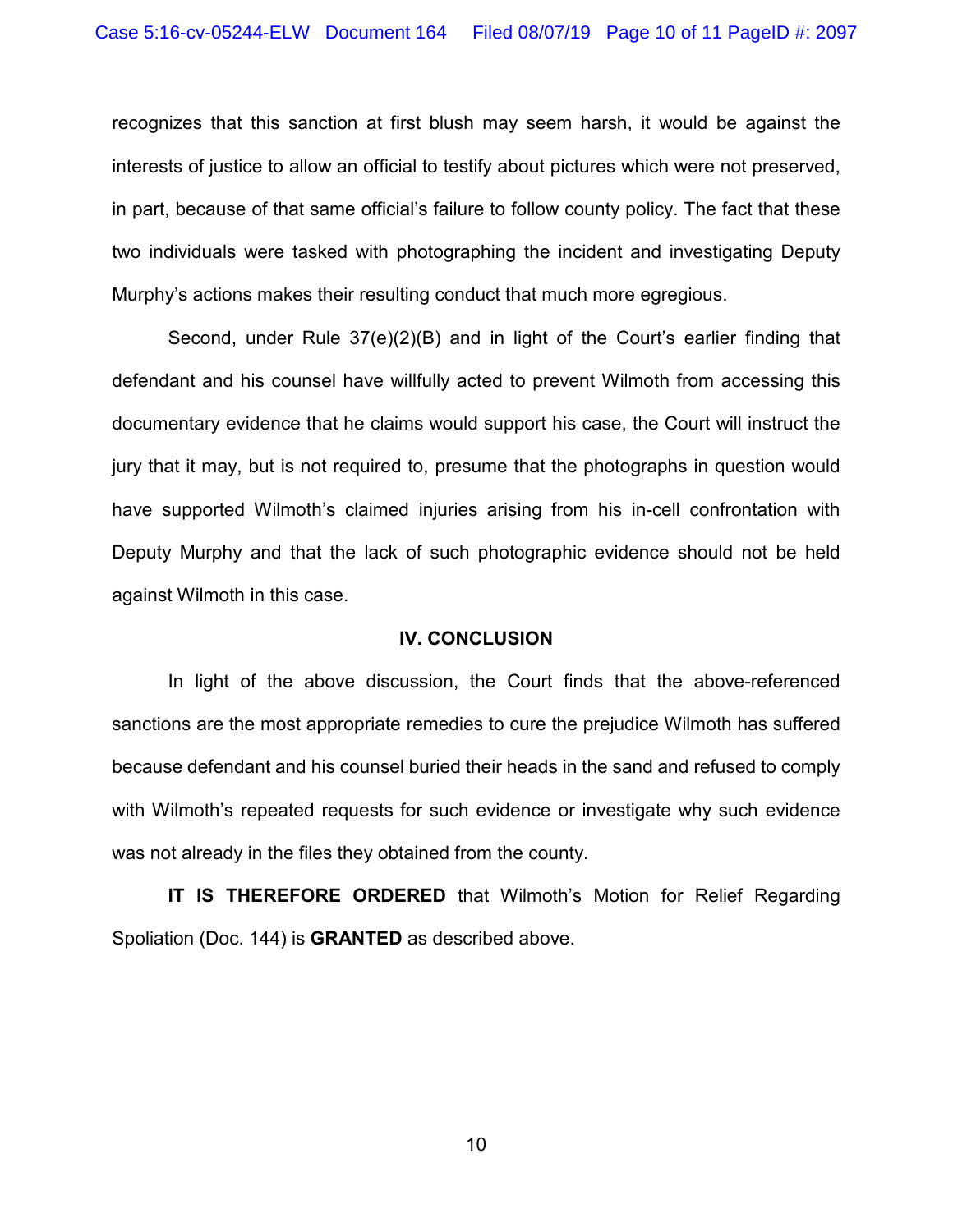recognizes that this sanction at first blush may seem harsh, it would be against the interests of justice to allow an official to testify about pictures which were not preserved, in part, because of that same official's failure to follow county policy. The fact that these two individuals were tasked with photographing the incident and investigating Deputy Murphy's actions makes their resulting conduct that much more egregious.

Second, under Rule 37(e)(2)(B) and in light of the Court's earlier finding that defendant and his counsel have willfully acted to prevent Wilmoth from accessing this documentary evidence that he claims would support his case, the Court will instruct the jury that it may, but is not required to, presume that the photographs in question would have supported Wilmoth's claimed injuries arising from his in-cell confrontation with Deputy Murphy and that the lack of such photographic evidence should not be held against Wilmoth in this case.

## IV. CONCLUSION

In light of the above discussion, the Court finds that the above-referenced sanctions are the most appropriate remedies to cure the prejudice Wilmoth has suffered because defendant and his counsel buried their heads in the sand and refused to comply with Wilmoth's repeated requests for such evidence or investigate why such evidence was not already in the files they obtained from the county.

**IT IS THEREFORE ORDERED** that Wilmoth's Motion for Relief Regarding Spoliation (Doc. 144) is **GRANTED** as described above.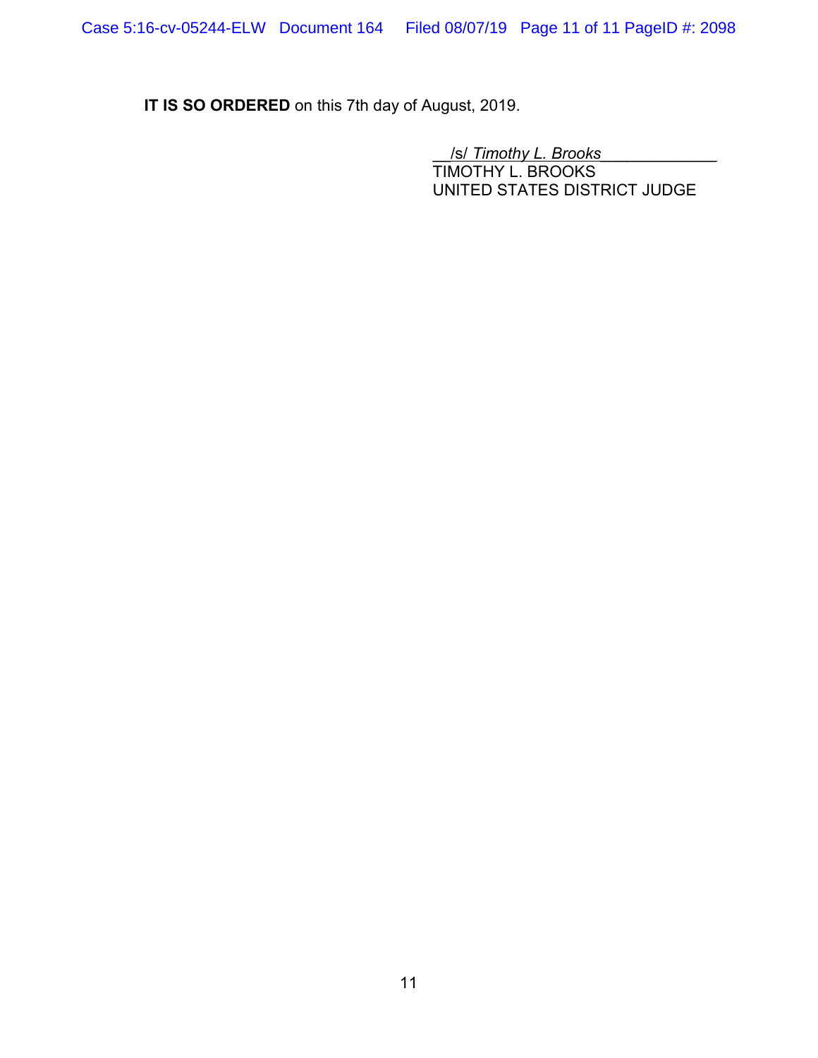**IT IS SO ORDERED** on this 7th day of August, 2019.

/s/ *Timothy L. Brooks*
TIMOTHY L. BROOKS
UNITED STATES DISTRICT JUDGE